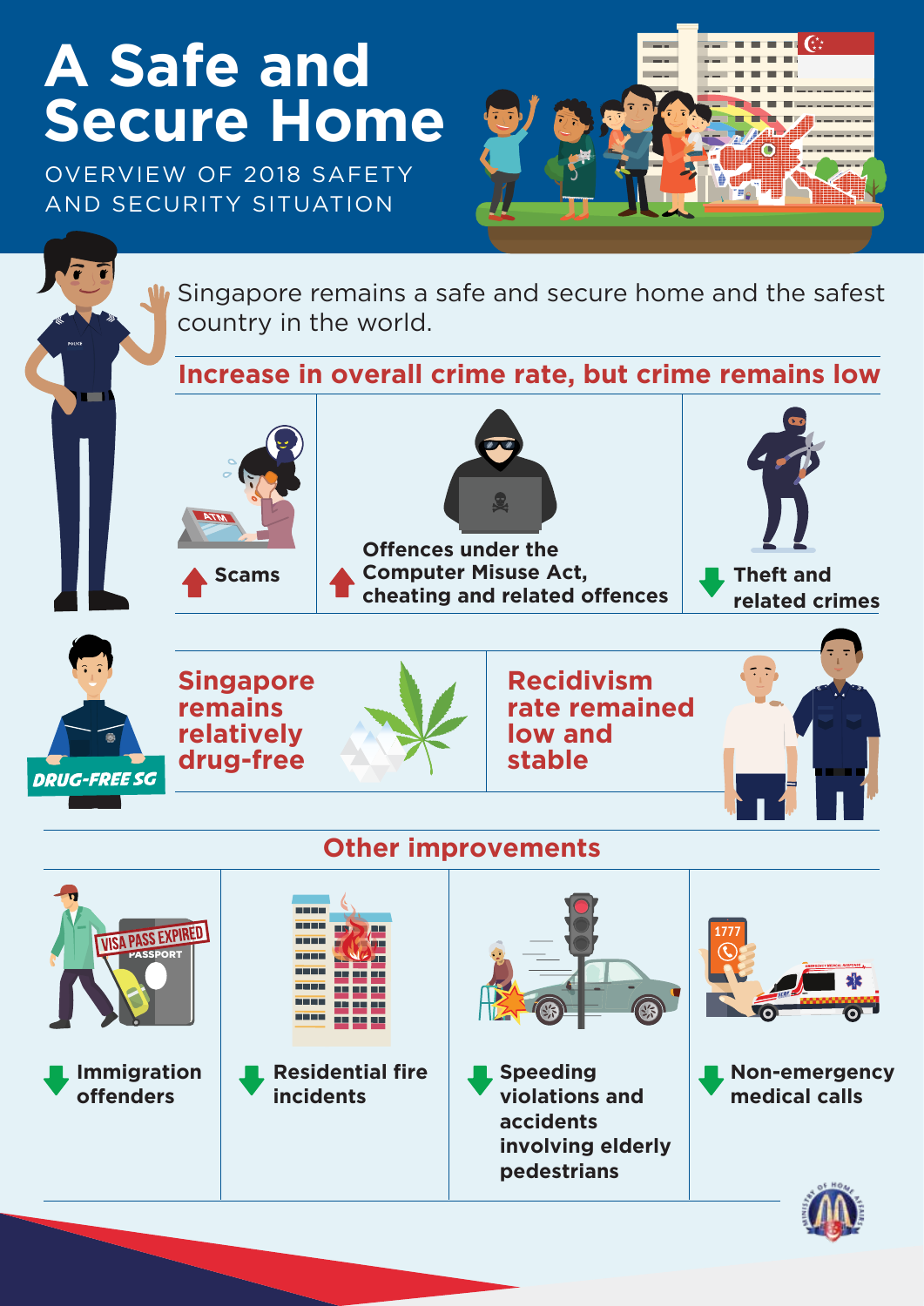# A Safe and Secure Home

OVERVIEW OF 2018 SAFETY AND SECURITY SITUATION

Singapore remains a safe and secure home and the safest country in the world.

## Increase in overall crime rate, but crime remains low

- ▲ Scams
- ▲ Offences under the Computer Misuse Act, cheating and related offences
- ▼ Theft and related crimes

DRUG-FREE SG

**Singapore remains relatively drug-free**

**Recidivism rate remained low and stable**

## Other improvements

- ▼ Immigration offenders
- ▼ Residential fire incidents
- ▼ Speeding violations and accidents involving elderly pedestrians
- ▼ Non-emergency medical calls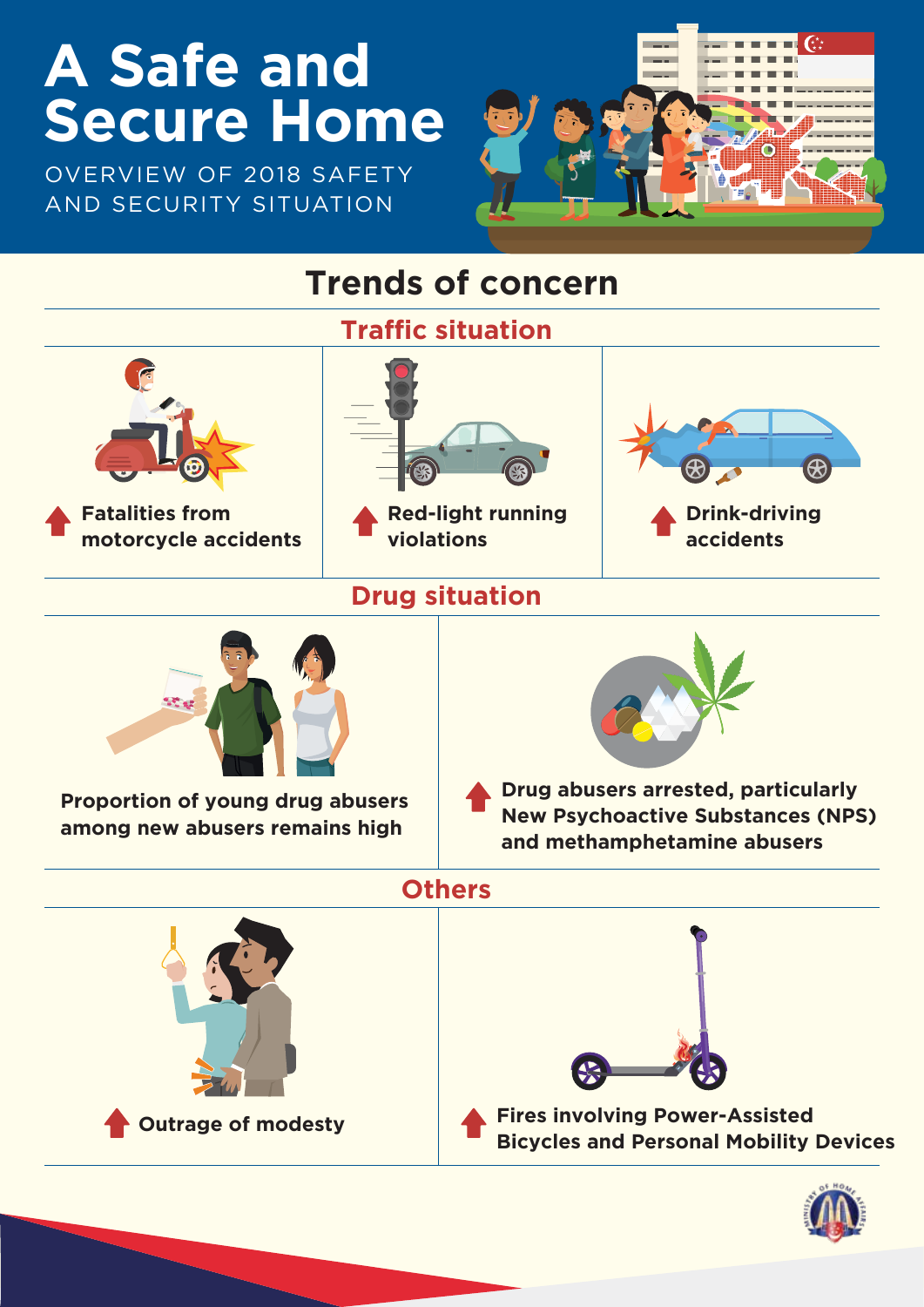# A Safe and Secure Home

OVERVIEW OF 2018 SAFETY AND SECURITY SITUATION

## Trends of concern

### Traffic situation

- ↑ Fatalities from motorcycle accidents
- ↑ Red-light running violations
- ↑ Drink-driving accidents

### Drug situation

- Proportion of young drug abusers among new abusers remains high
- ↑ Drug abusers arrested, particularly New Psychoactive Substances (NPS) and methamphetamine abusers

### Others

- ↑ Outrage of modesty
- ↑ Fires involving Power-Assisted Bicycles and Personal Mobility Devices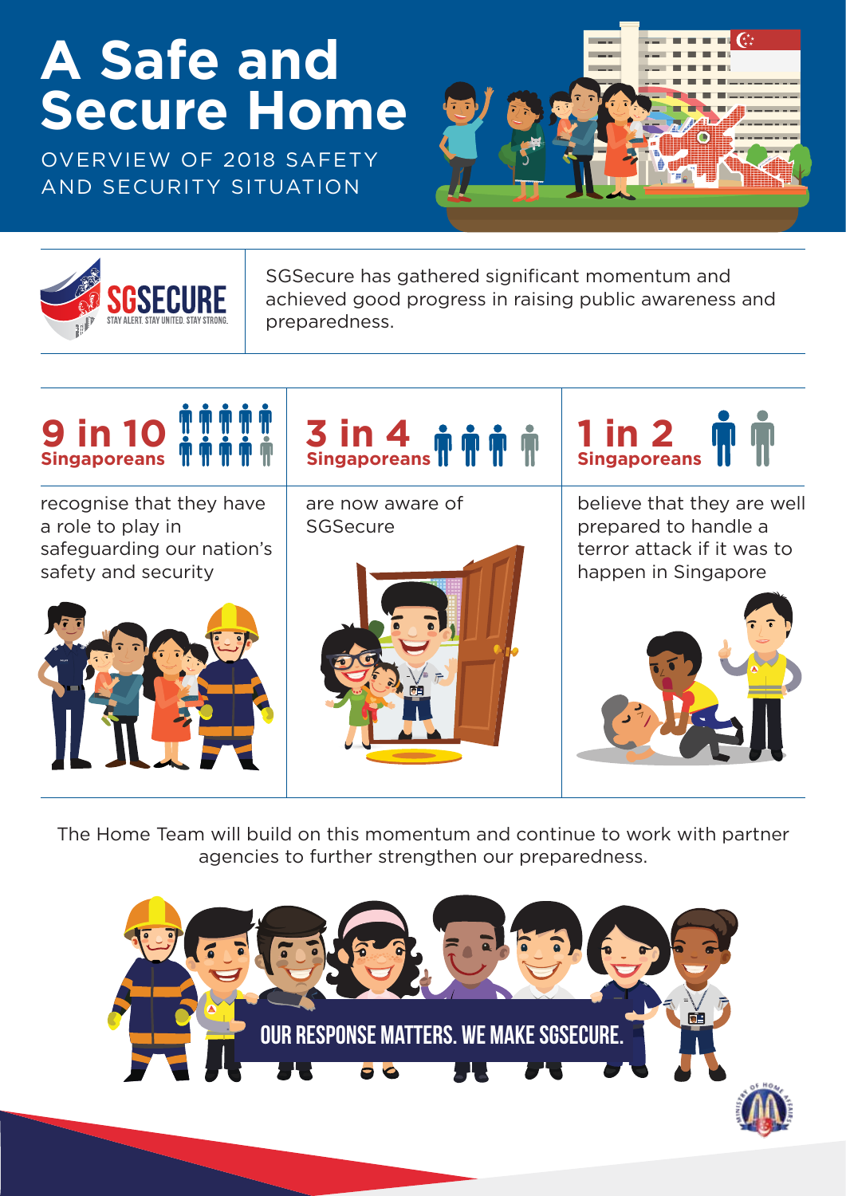# A Safe and Secure Home

OVERVIEW OF 2018 SAFETY AND SECURITY SITUATION

SGSECURE
STAY ALERT. STAY UNITED. STAY STRONG.

SGSecure has gathered significant momentum and achieved good progress in raising public awareness and preparedness.

**9 in 10**
**Singaporeans**

recognise that they have a role to play in safeguarding our nation's safety and security

**3 in 4**
**Singaporeans**

are now aware of SGSecure

**1 in 2**
**Singaporeans**

believe that they are well prepared to handle a terror attack if it was to happen in Singapore

The Home Team will build on this momentum and continue to work with partner agencies to further strengthen our preparedness.

OUR RESPONSE MATTERS. WE MAKE SGSECURE.